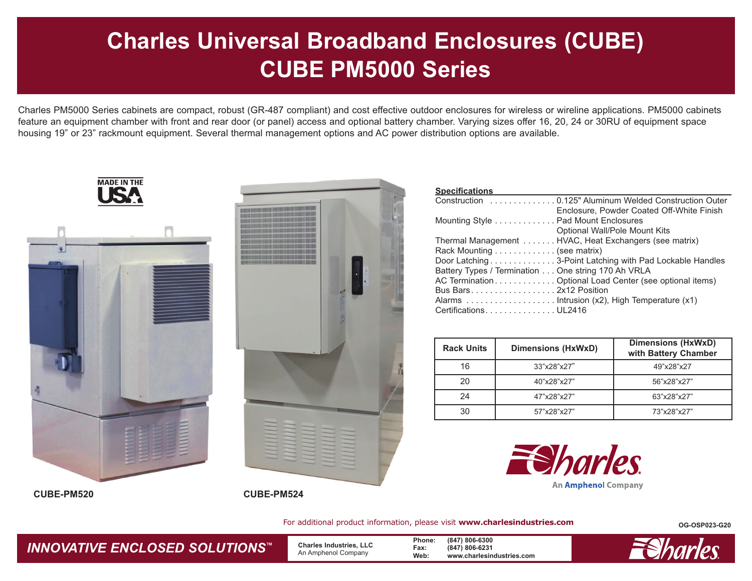# Charles Universal Broadband Enclosures (CUBE)
# CUBE PM5000 Series

Charles PM5000 Series cabinets are compact, robust (GR-487 compliant) and cost effective outdoor enclosures for wireless or wireline applications. PM5000 cabinets feature an equipment chamber with front and rear door (or panel) access and optional battery chamber. Varying sizes offer 16, 20, 24 or 30RU of equipment space housing 19" or 23" rackmount equipment. Several thermal management options and AC power distribution options are available.

MADE IN THE USA

CUBE-PM520

CUBE-PM524

**Specifications**

| | |
|---|---|
| Construction | 0.125" Aluminum Welded Construction Outer Enclosure, Powder Coated Off-White Finish |
| Mounting Style | Pad Mount Enclosures<br>Optional Wall/Pole Mount Kits |
| Thermal Management | HVAC, Heat Exchangers (see matrix) |
| Rack Mounting | (see matrix) |
| Door Latching | 3-Point Latching with Pad Lockable Handles |
| Battery Types / Termination | One string 170 Ah VRLA |
| AC Termination | Optional Load Center (see optional items) |
| Bus Bars | 2x12 Position |
| Alarms | Intrusion (x2), High Temperature (x1) |
| Certifications | UL2416 |

| Rack Units | Dimensions (HxWxD) | Dimensions (HxWxD) with Battery Chamber |
|---|---|---|
| 16 | 33"x28"x27" | 49"x28"x27 |
| 20 | 40"x28"x27" | 56"x28"x27" |
| 24 | 47"x28"x27" | 63"x28"x27" |
| 30 | 57"x28"x27" | 73"x28"x27" |

Charles
An Amphenol Company

For additional product information, please visit **www.charlesindustries.com**

OG-OSP023-G20

*INNOVATIVE ENCLOSED SOLUTIONS™*

**Charles Industries, LLC**
An Amphenol Company

**Phone:** (847) 806-6300
**Fax:** (847) 806-6231
**Web:** www.charlesindustries.com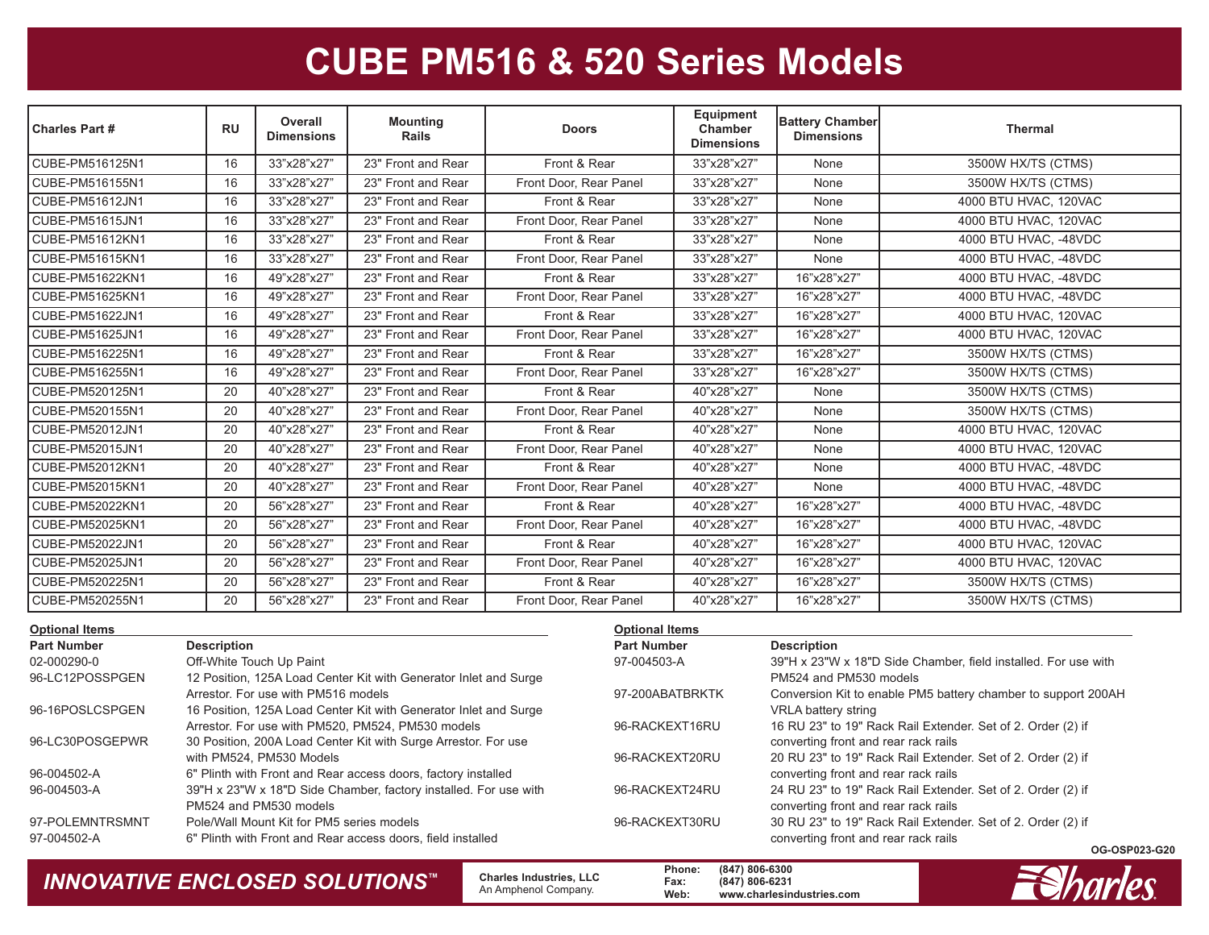# CUBE PM516 & 520 Series Models

| Charles Part # | RU | Overall Dimensions | Mounting Rails | Doors | Equipment Chamber Dimensions | Battery Chamber Dimensions | Thermal |
|---|---|---|---|---|---|---|---|
| CUBE-PM516125N1 | 16 | 33"x28"x27" | 23" Front and Rear | Front & Rear | 33"x28"x27" | None | 3500W HX/TS (CTMS) |
| CUBE-PM516155N1 | 16 | 33"x28"x27" | 23" Front and Rear | Front Door, Rear Panel | 33"x28"x27" | None | 3500W HX/TS (CTMS) |
| CUBE-PM51612JN1 | 16 | 33"x28"x27" | 23" Front and Rear | Front & Rear | 33"x28"x27" | None | 4000 BTU HVAC, 120VAC |
| CUBE-PM51615JN1 | 16 | 33"x28"x27" | 23" Front and Rear | Front Door, Rear Panel | 33"x28"x27" | None | 4000 BTU HVAC, 120VAC |
| CUBE-PM51612KN1 | 16 | 33"x28"x27" | 23" Front and Rear | Front & Rear | 33"x28"x27" | None | 4000 BTU HVAC, -48VDC |
| CUBE-PM51615KN1 | 16 | 33"x28"x27" | 23" Front and Rear | Front Door, Rear Panel | 33"x28"x27" | None | 4000 BTU HVAC, -48VDC |
| CUBE-PM51622KN1 | 16 | 49"x28"x27" | 23" Front and Rear | Front & Rear | 33"x28"x27" | 16"x28"x27" | 4000 BTU HVAC, -48VDC |
| CUBE-PM51625KN1 | 16 | 49"x28"x27" | 23" Front and Rear | Front Door, Rear Panel | 33"x28"x27" | 16"x28"x27" | 4000 BTU HVAC, -48VDC |
| CUBE-PM51622JN1 | 16 | 49"x28"x27" | 23" Front and Rear | Front & Rear | 33"x28"x27" | 16"x28"x27" | 4000 BTU HVAC, 120VAC |
| CUBE-PM51625JN1 | 16 | 49"x28"x27" | 23" Front and Rear | Front Door, Rear Panel | 33"x28"x27" | 16"x28"x27" | 4000 BTU HVAC, 120VAC |
| CUBE-PM516225N1 | 16 | 49"x28"x27" | 23" Front and Rear | Front & Rear | 33"x28"x27" | 16"x28"x27" | 3500W HX/TS (CTMS) |
| CUBE-PM516255N1 | 16 | 49"x28"x27" | 23" Front and Rear | Front Door, Rear Panel | 33"x28"x27" | 16"x28"x27" | 3500W HX/TS (CTMS) |
| CUBE-PM520125N1 | 20 | 40"x28"x27" | 23" Front and Rear | Front & Rear | 40"x28"x27" | None | 3500W HX/TS (CTMS) |
| CUBE-PM520155N1 | 20 | 40"x28"x27" | 23" Front and Rear | Front Door, Rear Panel | 40"x28"x27" | None | 3500W HX/TS (CTMS) |
| CUBE-PM52012JN1 | 20 | 40"x28"x27" | 23" Front and Rear | Front & Rear | 40"x28"x27" | None | 4000 BTU HVAC, 120VAC |
| CUBE-PM52015JN1 | 20 | 40"x28"x27" | 23" Front and Rear | Front Door, Rear Panel | 40"x28"x27" | None | 4000 BTU HVAC, 120VAC |
| CUBE-PM52012KN1 | 20 | 40"x28"x27" | 23" Front and Rear | Front & Rear | 40"x28"x27" | None | 4000 BTU HVAC, -48VDC |
| CUBE-PM52015KN1 | 20 | 40"x28"x27" | 23" Front and Rear | Front Door, Rear Panel | 40"x28"x27" | None | 4000 BTU HVAC, -48VDC |
| CUBE-PM52022KN1 | 20 | 56"x28"x27" | 23" Front and Rear | Front & Rear | 40"x28"x27" | 16"x28"x27" | 4000 BTU HVAC, -48VDC |
| CUBE-PM52025KN1 | 20 | 56"x28"x27" | 23" Front and Rear | Front Door, Rear Panel | 40"x28"x27" | 16"x28"x27" | 4000 BTU HVAC, -48VDC |
| CUBE-PM52022JN1 | 20 | 56"x28"x27" | 23" Front and Rear | Front & Rear | 40"x28"x27" | 16"x28"x27" | 4000 BTU HVAC, 120VAC |
| CUBE-PM52025JN1 | 20 | 56"x28"x27" | 23" Front and Rear | Front Door, Rear Panel | 40"x28"x27" | 16"x28"x27" | 4000 BTU HVAC, 120VAC |
| CUBE-PM520225N1 | 20 | 56"x28"x27" | 23" Front and Rear | Front & Rear | 40"x28"x27" | 16"x28"x27" | 3500W HX/TS (CTMS) |
| CUBE-PM520255N1 | 20 | 56"x28"x27" | 23" Front and Rear | Front Door, Rear Panel | 40"x28"x27" | 16"x28"x27" | 3500W HX/TS (CTMS) |

**Optional Items**

| Part Number | Description |
|---|---|
| 02-000290-0 | Off-White Touch Up Paint |
| 96-LC12POSSPGEN | 12 Position, 125A Load Center Kit with Generator Inlet and Surge Arrestor. For use with PM516 models |
| 96-16POSLCSPGEN | 16 Position, 125A Load Center Kit with Generator Inlet and Surge Arrestor. For use with PM520, PM524, PM530 models |
| 96-LC30POSGEPWR | 30 Position, 200A Load Center Kit with Surge Arrestor. For use with PM524, PM530 Models |
| 96-004502-A | 6" Plinth with Front and Rear access doors, factory installed |
| 96-004503-A | 39"H x 23"W x 18"D Side Chamber, factory installed. For use with PM524 and PM530 models |
| 97-POLEMNTRSMNT | Pole/Wall Mount Kit for PM5 series models |
| 97-004502-A | 6" Plinth with Front and Rear access doors, field installed |

**Optional Items**

| Part Number | Description |
|---|---|
| 97-004503-A | 39"H x 23"W x 18"D Side Chamber, field installed. For use with PM524 and PM530 models |
| 97-200ABATBRKTK | Conversion Kit to enable PM5 battery chamber to support 200AH VRLA battery string |
| 96-RACKEXT16RU | 16 RU 23" to 19" Rack Rail Extender. Set of 2. Order (2) if converting front and rear rack rails |
| 96-RACKEXT20RU | 20 RU 23" to 19" Rack Rail Extender. Set of 2. Order (2) if converting front and rear rack rails |
| 96-RACKEXT24RU | 24 RU 23" to 19" Rack Rail Extender. Set of 2. Order (2) if converting front and rear rack rails |
| 96-RACKEXT30RU | 30 RU 23" to 19" Rack Rail Extender. Set of 2. Order (2) if converting front and rear rack rails |

OG-OSP023-G20

*INNOVATIVE ENCLOSED SOLUTIONS™*

**Charles Industries, LLC**
An Amphenol Company.

**Phone:** (847) 806-6300
**Fax:** (847) 806-6231
**Web:** www.charlesindustries.com

Charles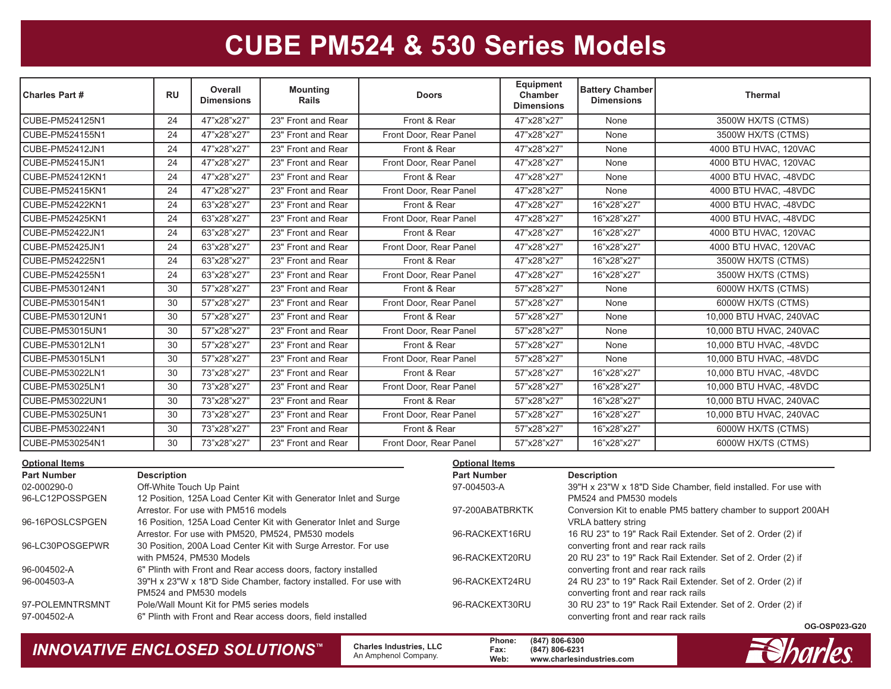# CUBE PM524 & 530 Series Models

| Charles Part # | RU | Overall Dimensions | Mounting Rails | Doors | Equipment Chamber Dimensions | Battery Chamber Dimensions | Thermal |
|---|---|---|---|---|---|---|---|
| CUBE-PM524125N1 | 24 | 47"x28"x27" | 23" Front and Rear | Front & Rear | 47"x28"x27" | None | 3500W HX/TS (CTMS) |
| CUBE-PM524155N1 | 24 | 47"x28"x27" | 23" Front and Rear | Front Door, Rear Panel | 47"x28"x27" | None | 3500W HX/TS (CTMS) |
| CUBE-PM52412JN1 | 24 | 47"x28"x27" | 23" Front and Rear | Front & Rear | 47"x28"x27" | None | 4000 BTU HVAC, 120VAC |
| CUBE-PM52415JN1 | 24 | 47"x28"x27" | 23" Front and Rear | Front Door, Rear Panel | 47"x28"x27" | None | 4000 BTU HVAC, 120VAC |
| CUBE-PM52412KN1 | 24 | 47"x28"x27" | 23" Front and Rear | Front & Rear | 47"x28"x27" | None | 4000 BTU HVAC, -48VDC |
| CUBE-PM52415KN1 | 24 | 47"x28"x27" | 23" Front and Rear | Front Door, Rear Panel | 47"x28"x27" | None | 4000 BTU HVAC, -48VDC |
| CUBE-PM52422KN1 | 24 | 63"x28"x27" | 23" Front and Rear | Front & Rear | 47"x28"x27" | 16"x28"x27" | 4000 BTU HVAC, -48VDC |
| CUBE-PM52425KN1 | 24 | 63"x28"x27" | 23" Front and Rear | Front Door, Rear Panel | 47"x28"x27" | 16"x28"x27" | 4000 BTU HVAC, -48VDC |
| CUBE-PM52422JN1 | 24 | 63"x28"x27" | 23" Front and Rear | Front & Rear | 47"x28"x27" | 16"x28"x27" | 4000 BTU HVAC, 120VAC |
| CUBE-PM52425JN1 | 24 | 63"x28"x27" | 23" Front and Rear | Front Door, Rear Panel | 47"x28"x27" | 16"x28"x27" | 4000 BTU HVAC, 120VAC |
| CUBE-PM524225N1 | 24 | 63"x28"x27" | 23" Front and Rear | Front & Rear | 47"x28"x27" | 16"x28"x27" | 3500W HX/TS (CTMS) |
| CUBE-PM524255N1 | 24 | 63"x28"x27" | 23" Front and Rear | Front Door, Rear Panel | 47"x28"x27" | 16"x28"x27" | 3500W HX/TS (CTMS) |
| CUBE-PM530124N1 | 30 | 57"x28"x27" | 23" Front and Rear | Front & Rear | 57"x28"x27" | None | 6000W HX/TS (CTMS) |
| CUBE-PM530154N1 | 30 | 57"x28"x27" | 23" Front and Rear | Front Door, Rear Panel | 57"x28"x27" | None | 6000W HX/TS (CTMS) |
| CUBE-PM53012UN1 | 30 | 57"x28"x27" | 23" Front and Rear | Front & Rear | 57"x28"x27" | None | 10,000 BTU HVAC, 240VAC |
| CUBE-PM53015UN1 | 30 | 57"x28"x27" | 23" Front and Rear | Front Door, Rear Panel | 57"x28"x27" | None | 10,000 BTU HVAC, 240VAC |
| CUBE-PM53012LN1 | 30 | 57"x28"x27" | 23" Front and Rear | Front & Rear | 57"x28"x27" | None | 10,000 BTU HVAC, -48VDC |
| CUBE-PM53015LN1 | 30 | 57"x28"x27" | 23" Front and Rear | Front Door, Rear Panel | 57"x28"x27" | None | 10,000 BTU HVAC, -48VDC |
| CUBE-PM53022LN1 | 30 | 73"x28"x27" | 23" Front and Rear | Front & Rear | 57"x28"x27" | 16"x28"x27" | 10,000 BTU HVAC, -48VDC |
| CUBE-PM53025LN1 | 30 | 73"x28"x27" | 23" Front and Rear | Front Door, Rear Panel | 57"x28"x27" | 16"x28"x27" | 10,000 BTU HVAC, -48VDC |
| CUBE-PM53022UN1 | 30 | 73"x28"x27" | 23" Front and Rear | Front & Rear | 57"x28"x27" | 16"x28"x27" | 10,000 BTU HVAC, 240VAC |
| CUBE-PM53025UN1 | 30 | 73"x28"x27" | 23" Front and Rear | Front Door, Rear Panel | 57"x28"x27" | 16"x28"x27" | 10,000 BTU HVAC, 240VAC |
| CUBE-PM530224N1 | 30 | 73"x28"x27" | 23" Front and Rear | Front & Rear | 57"x28"x27" | 16"x28"x27" | 6000W HX/TS (CTMS) |
| CUBE-PM530254N1 | 30 | 73"x28"x27" | 23" Front and Rear | Front Door, Rear Panel | 57"x28"x27" | 16"x28"x27" | 6000W HX/TS (CTMS) |

## Optional Items

| Part Number | Description |
|---|---|
| 02-000290-0 | Off-White Touch Up Paint |
| 96-LC12POSSPGEN | 12 Position, 125A Load Center Kit with Generator Inlet and Surge Arrestor. For use with PM516 models |
| 96-16POSLCSPGEN | 16 Position, 125A Load Center Kit with Generator Inlet and Surge Arrestor. For use with PM520, PM524, PM530 models |
| 96-LC30POSGEPWR | 30 Position, 200A Load Center Kit with Surge Arrestor. For use with PM524, PM530 Models |
| 96-004502-A | 6" Plinth with Front and Rear access doors, factory installed |
| 96-004503-A | 39"H x 23"W x 18"D Side Chamber, factory installed. For use with PM524 and PM530 models |
| 97-POLEMNTRSMNT | Pole/Wall Mount Kit for PM5 series models |
| 97-004502-A | 6" Plinth with Front and Rear access doors, field installed |

## Optional Items

| Part Number | Description |
|---|---|
| 97-004503-A | 39"H x 23"W x 18"D Side Chamber, field installed. For use with PM524 and PM530 models |
| 97-200ABATBRKTK | Conversion Kit to enable PM5 battery chamber to support 200AH VRLA battery string |
| 96-RACKEXT16RU | 16 RU 23" to 19" Rack Rail Extender. Set of 2. Order (2) if converting front and rear rack rails |
| 96-RACKEXT20RU | 20 RU 23" to 19" Rack Rail Extender. Set of 2. Order (2) if converting front and rear rack rails |
| 96-RACKEXT24RU | 24 RU 23" to 19" Rack Rail Extender. Set of 2. Order (2) if converting front and rear rack rails |
| 96-RACKEXT30RU | 30 RU 23" to 19" Rack Rail Extender. Set of 2. Order (2) if converting front and rear rack rails |

OG-OSP023-G20

*INNOVATIVE ENCLOSED SOLUTIONS™*

**Charles Industries, LLC**
An Amphenol Company.

**Phone:** (847) 806-6300
**Fax:** (847) 806-6231
**Web:** www.charlesindustries.com

Charles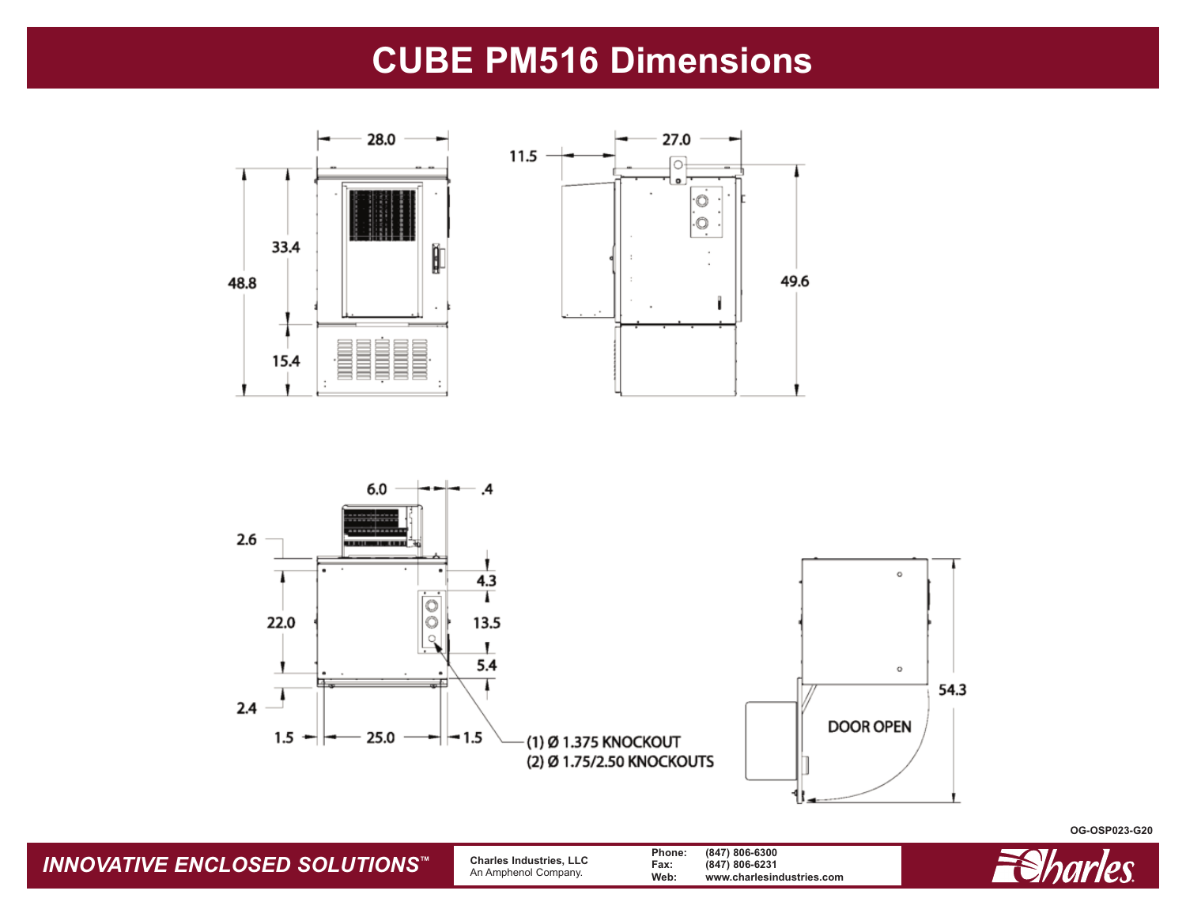# CUBE PM516 Dimensions

28.0

33.4

48.8

15.4

11.5

27.0

49.6

6.0

.4

2.6

4.3

22.0

13.5

5.4

2.4

1.5

25.0

1.5

(1) Ø 1.375 KNOCKOUT
(2) Ø 1.75/2.50 KNOCKOUTS

DOOR OPEN

54.3

OG-OSP023-G20

*INNOVATIVE ENCLOSED SOLUTIONS™*

**Charles Industries, LLC**
An Amphenol Company.

**Phone:** (847) 806-6300
**Fax:** (847) 806-6231
**Web:** www.charlesindustries.com

Charles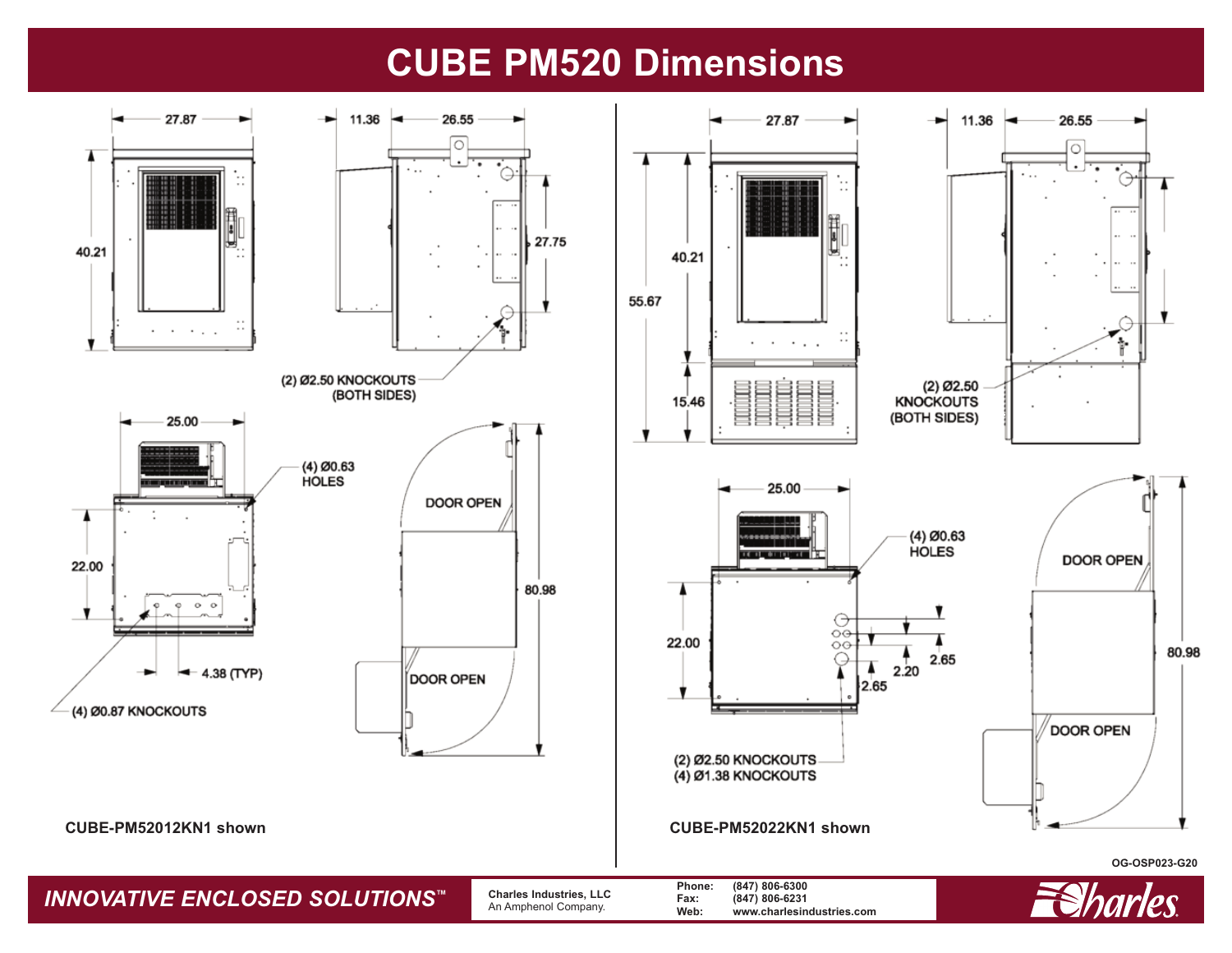# CUBE PM520 Dimensions

27.87
11.36
26.55
40.21
27.75
(2) Ø2.50 KNOCKOUTS
(BOTH SIDES)
25.00
(4) Ø0.63
HOLES
22.00
4.38 (TYP)
(4) Ø0.87 KNOCKOUTS
DOOR OPEN
80.98
DOOR OPEN

**CUBE-PM52012KN1 shown**

27.87
11.36
26.55
55.67
40.21
15.46
(2) Ø2.50
KNOCKOUTS
(BOTH SIDES)
25.00
(4) Ø0.63
HOLES
22.00
2.65
2.20
2.65
(2) Ø2.50 KNOCKOUTS
(4) Ø1.38 KNOCKOUTS
DOOR OPEN
80.98
DOOR OPEN

**CUBE-PM52022KN1 shown**

OG-OSP023-G20

*INNOVATIVE ENCLOSED SOLUTIONS™*

**Charles Industries, LLC**
An Amphenol Company.

**Phone:** (847) 806-6300
**Fax:** (847) 806-6231
**Web:** www.charlesindustries.com

Charles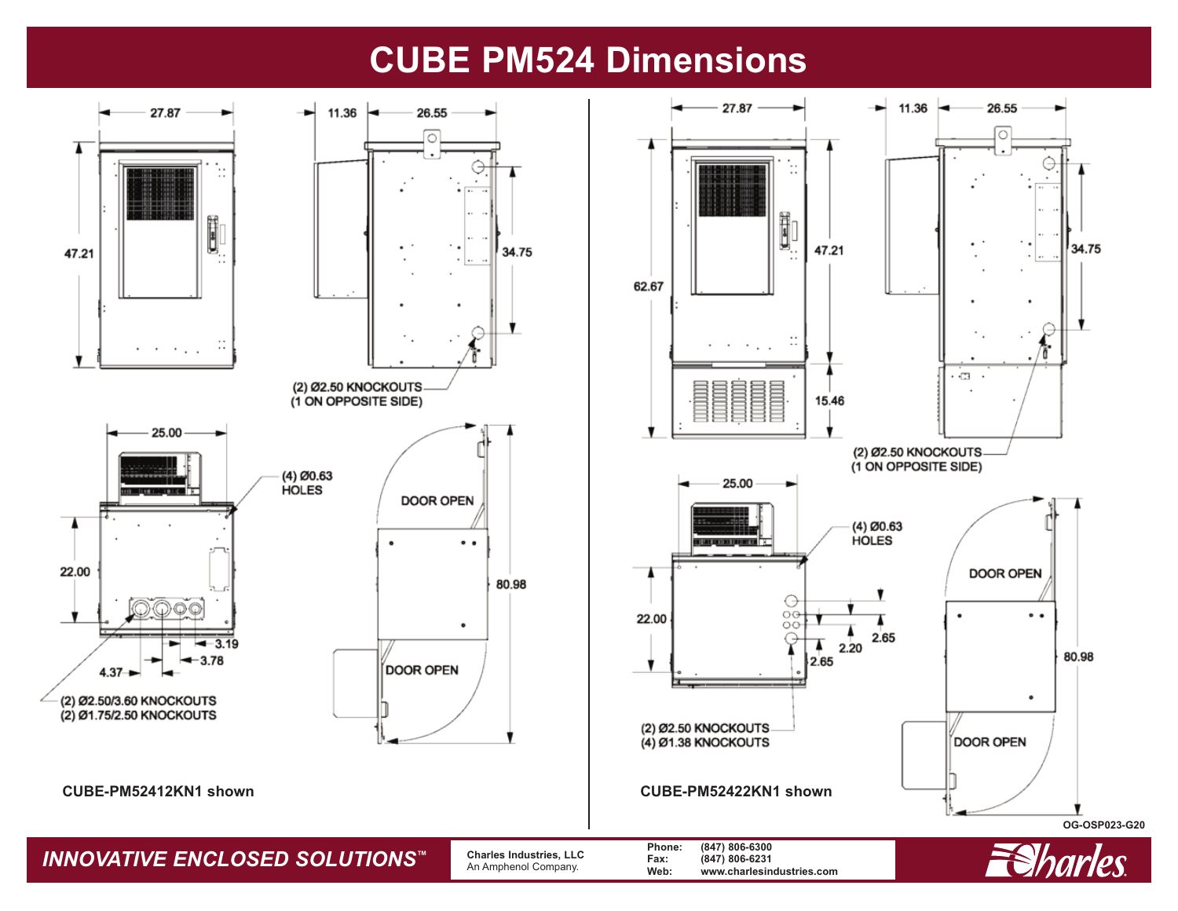# CUBE PM524 Dimensions

27.87

11.36

26.55

47.21

34.75

(2) Ø2.50 KNOCKOUTS
(1 ON OPPOSITE SIDE)

25.00

(4) Ø0.63
HOLES

22.00

DOOR OPEN

80.98

DOOR OPEN

3.19

3.78

4.37

(2) Ø2.50/3.60 KNOCKOUTS
(2) Ø1.75/2.50 KNOCKOUTS

**CUBE-PM52412KN1 shown**

27.87

11.36

26.55

62.67

47.21

34.75

15.46

(2) Ø2.50 KNOCKOUTS
(1 ON OPPOSITE SIDE)

25.00

(4) Ø0.63
HOLES

22.00

2.65

2.20

2.65

DOOR OPEN

80.98

DOOR OPEN

(2) Ø2.50 KNOCKOUTS
(4) Ø1.38 KNOCKOUTS

**CUBE-PM52422KN1 shown**

OG-OSP023-G20

*INNOVATIVE ENCLOSED SOLUTIONS™*

**Charles Industries, LLC**
An Amphenol Company.

Phone: (847) 806-6300
Fax: (847) 806-6231
Web: www.charlesindustries.com

Charles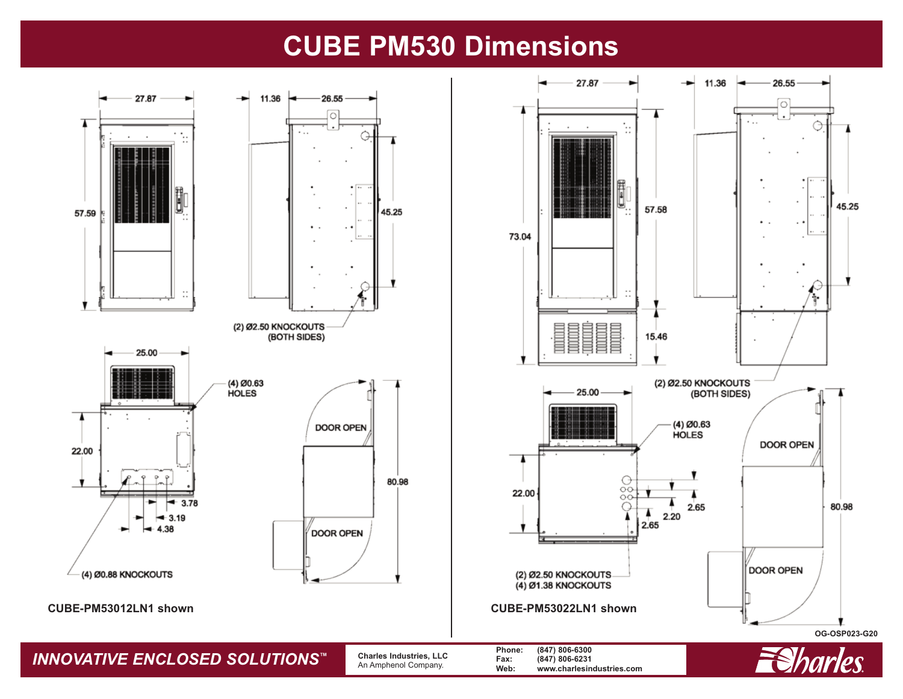# CUBE PM530 Dimensions

27.87

11.36

26.55

57.59

45.25

(2) Ø2.50 KNOCKOUTS (BOTH SIDES)

25.00

(4) Ø0.63 HOLES

22.00

3.78

3.19

4.38

(4) Ø0.88 KNOCKOUTS

DOOR OPEN

DOOR OPEN

80.98

**CUBE-PM53012LN1 shown**

27.87

11.36

26.55

73.04

57.58

45.25

15.46

(2) Ø2.50 KNOCKOUTS (BOTH SIDES)

25.00

(4) Ø0.63 HOLES

22.00

2.65

2.20

2.65

(2) Ø2.50 KNOCKOUTS
(4) Ø1.38 KNOCKOUTS

DOOR OPEN

DOOR OPEN

80.98

**CUBE-PM53022LN1 shown**

OG-OSP023-G20

*INNOVATIVE ENCLOSED SOLUTIONS™*

**Charles Industries, LLC**
An Amphenol Company.

**Phone:** (847) 806-6300
**Fax:** (847) 806-6231
**Web:** www.charlesindustries.com

Charles